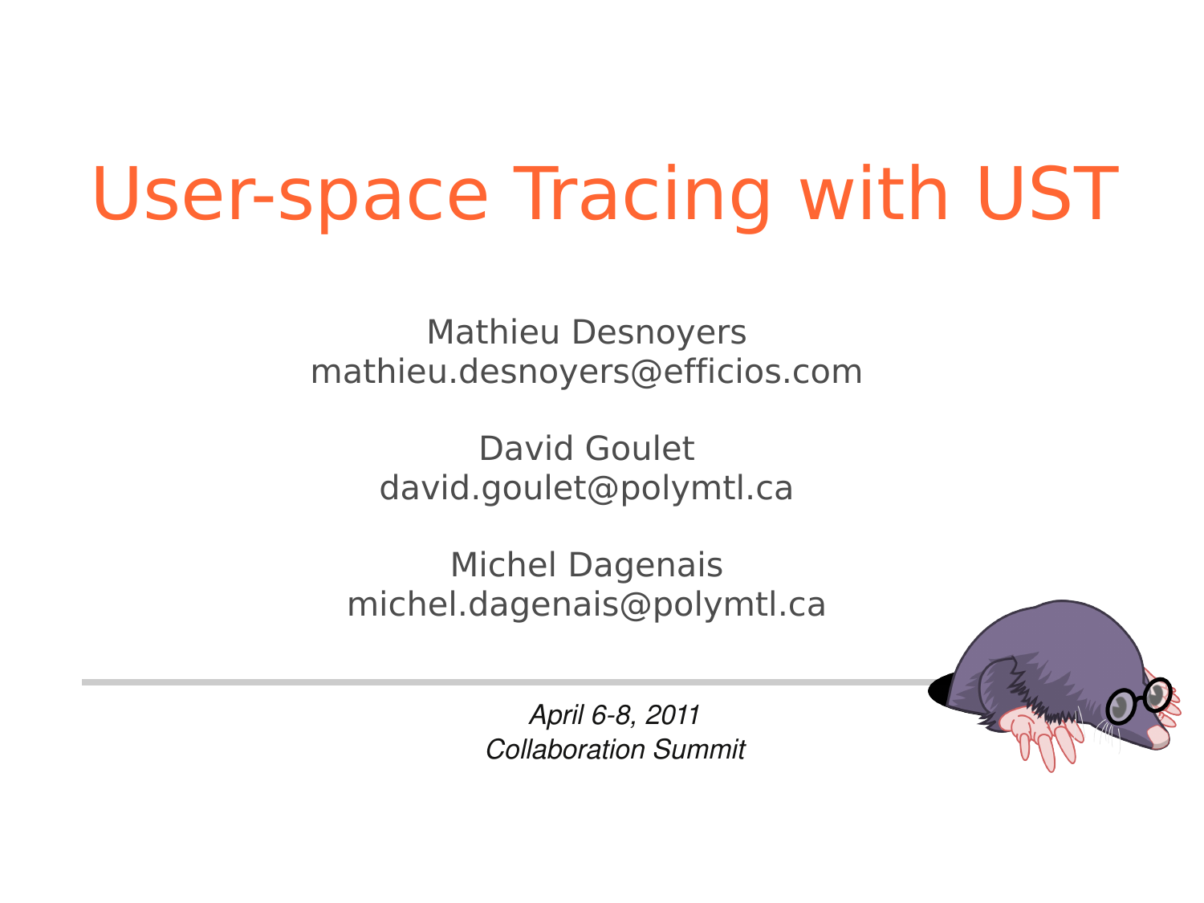# User-space Tracing with UST

Mathieu Desnoyers
mathieu.desnoyers@efficios.com

David Goulet
david.goulet@polymtl.ca

Michel Dagenais
michel.dagenais@polymtl.ca

*April 6-8, 2011*
*Collaboration Summit*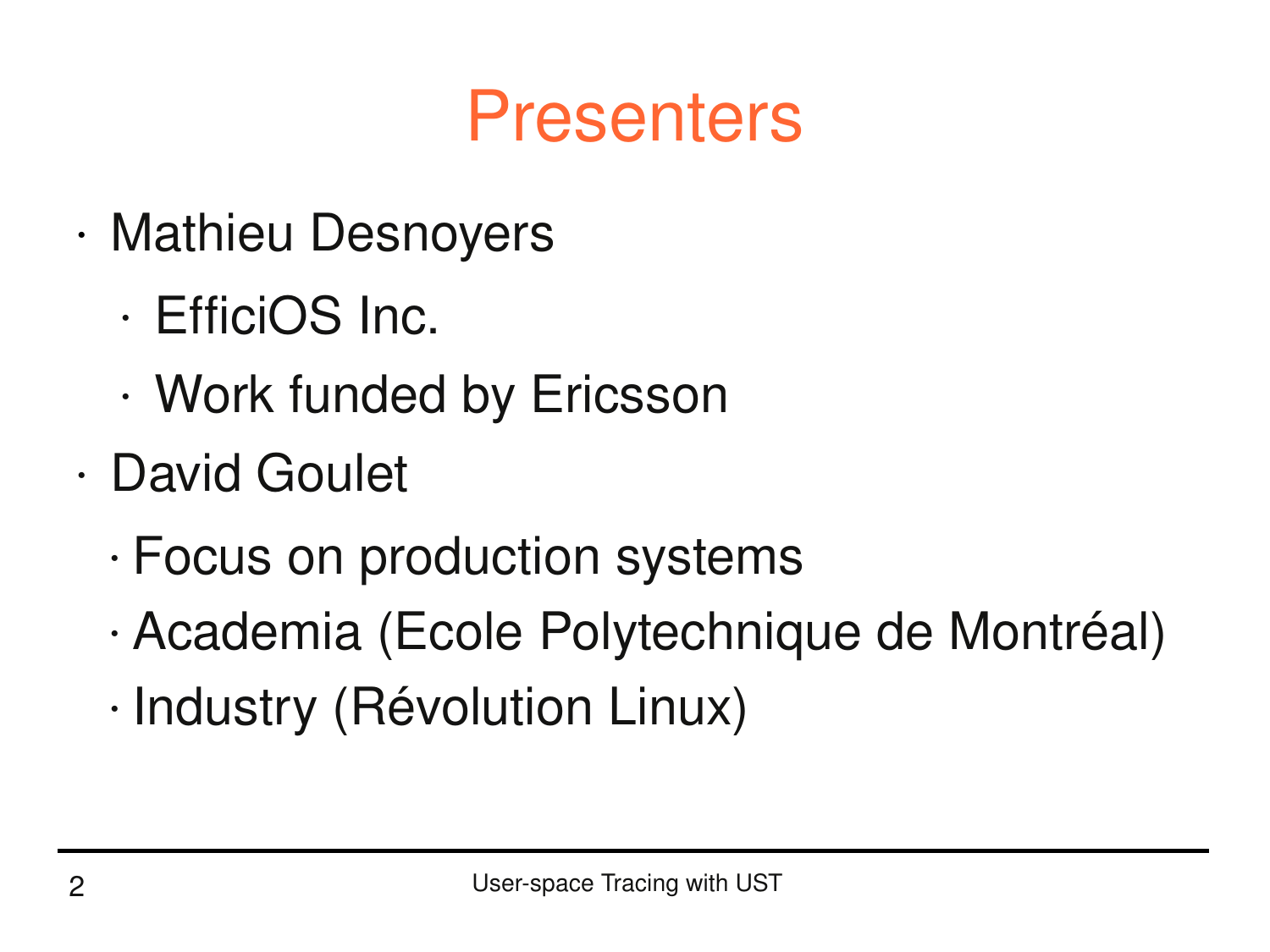# Presenters

- Mathieu Desnoyers
  - EfficiOS Inc.
  - Work funded by Ericsson
- David Goulet
  - Focus on production systems
  - Academia (Ecole Polytechnique de Montréal)
  - Industry (Révolution Linux)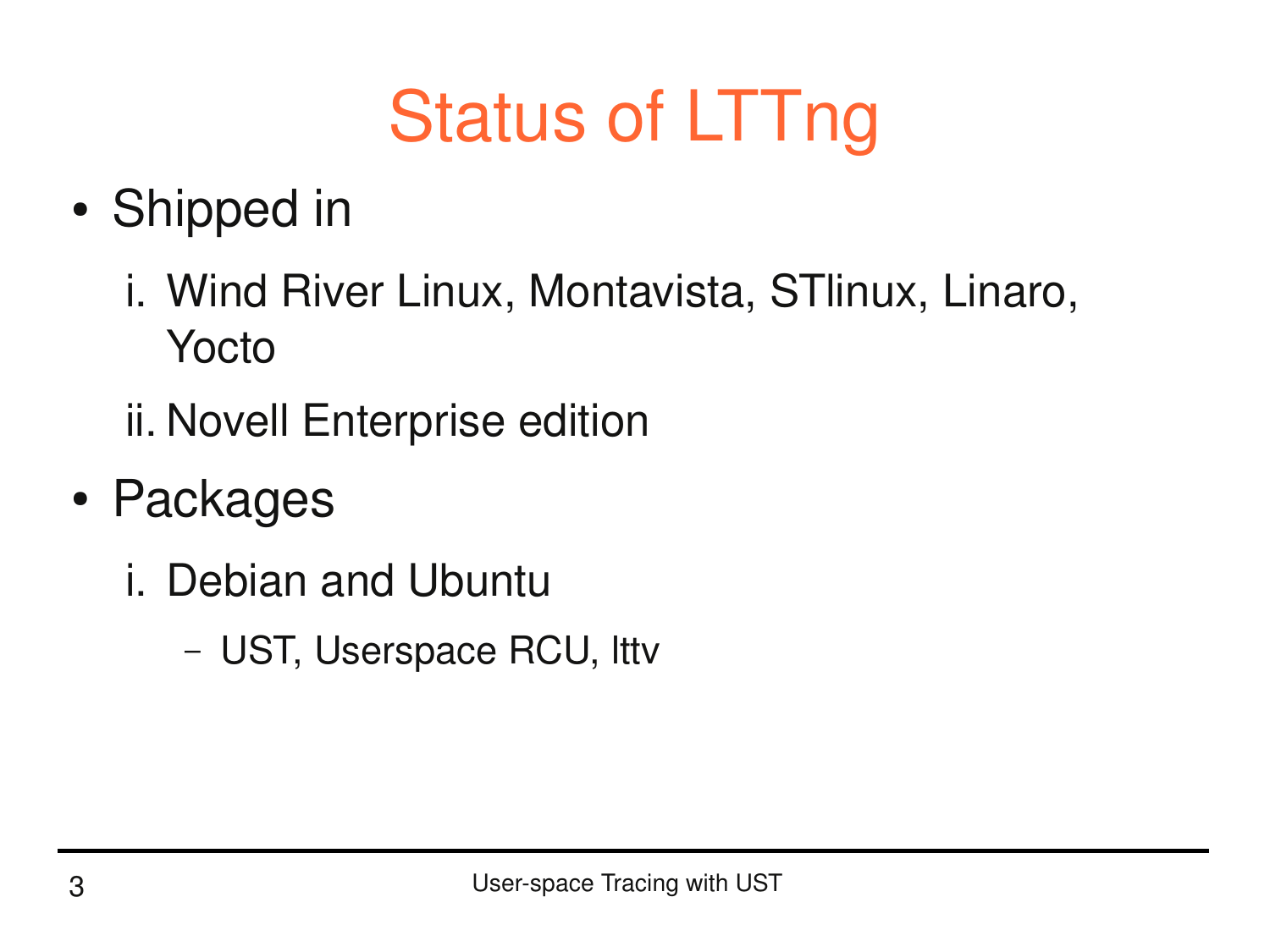# Status of LTTng

- Shipped in
  1. Wind River Linux, Montavista, STlinux, Linaro, Yocto
  2. Novell Enterprise edition
- Packages
  1. Debian and Ubuntu
     - UST, Userspace RCU, lttv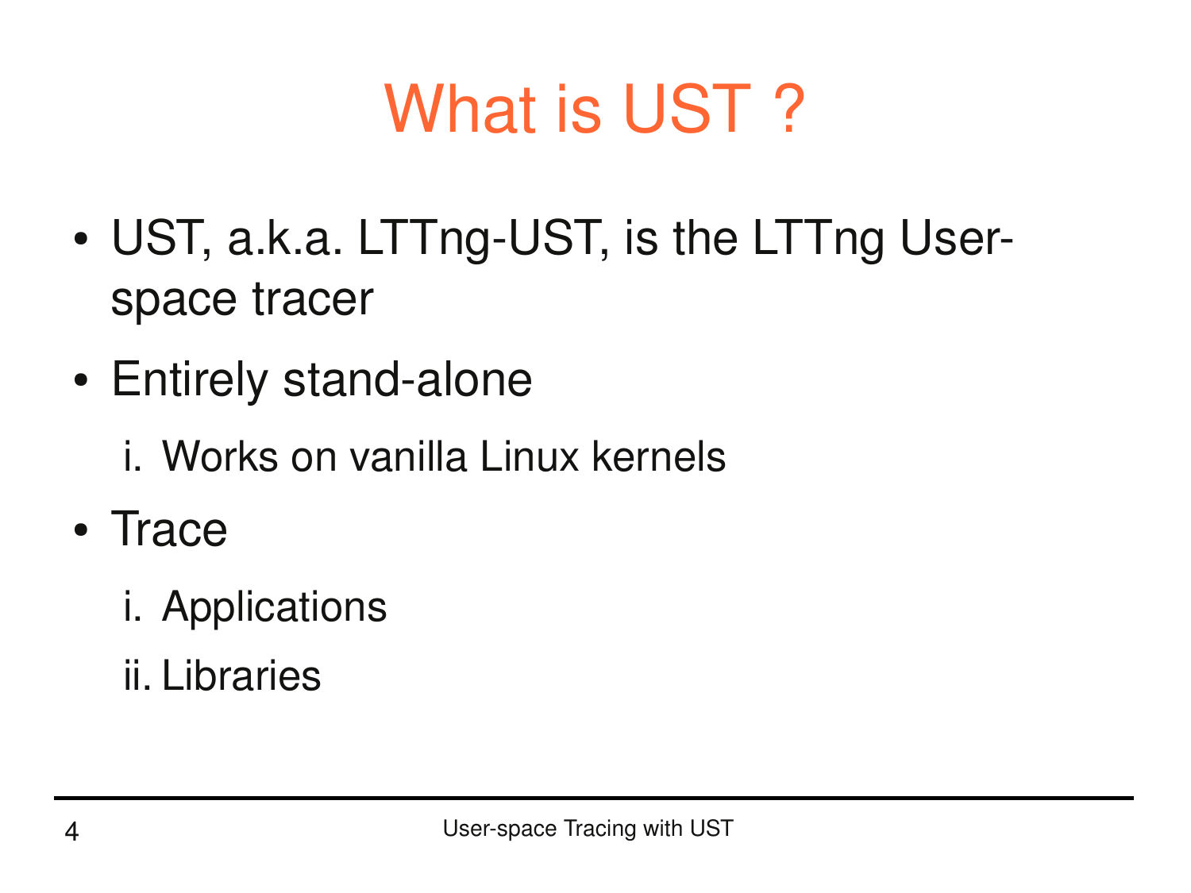# What is UST ?

- UST, a.k.a. LTTng-UST, is the LTTng User-space tracer
- Entirely stand-alone
  1. Works on vanilla Linux kernels
- Trace
  1. Applications
  2. Libraries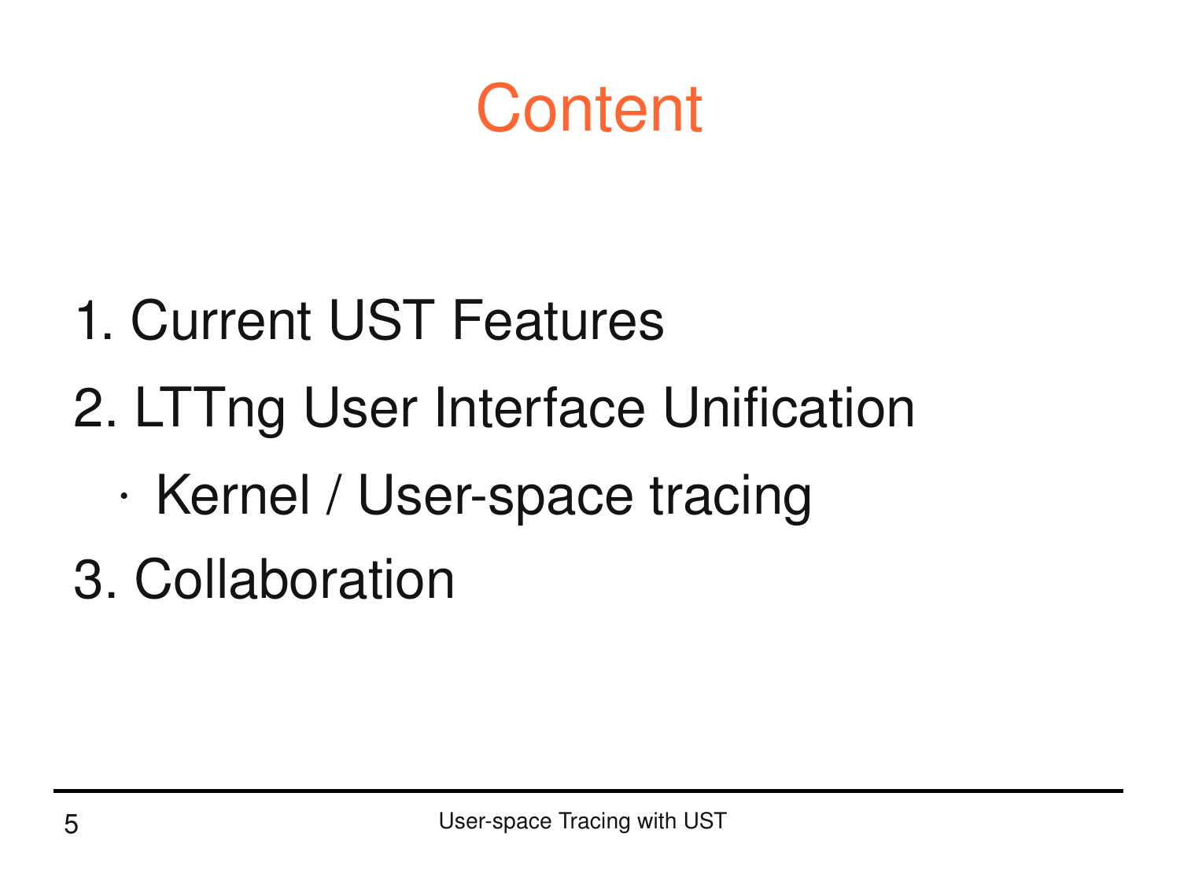# Content

1. Current UST Features
2. LTTng User Interface Unification
   - Kernel / User-space tracing
3. Collaboration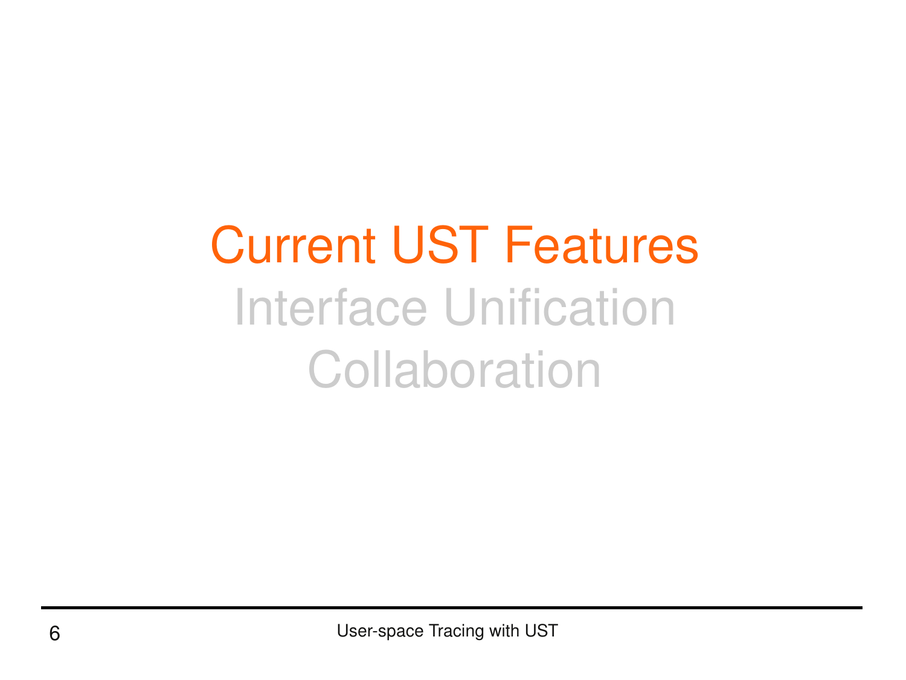# Current UST Features

Interface Unification

Collaboration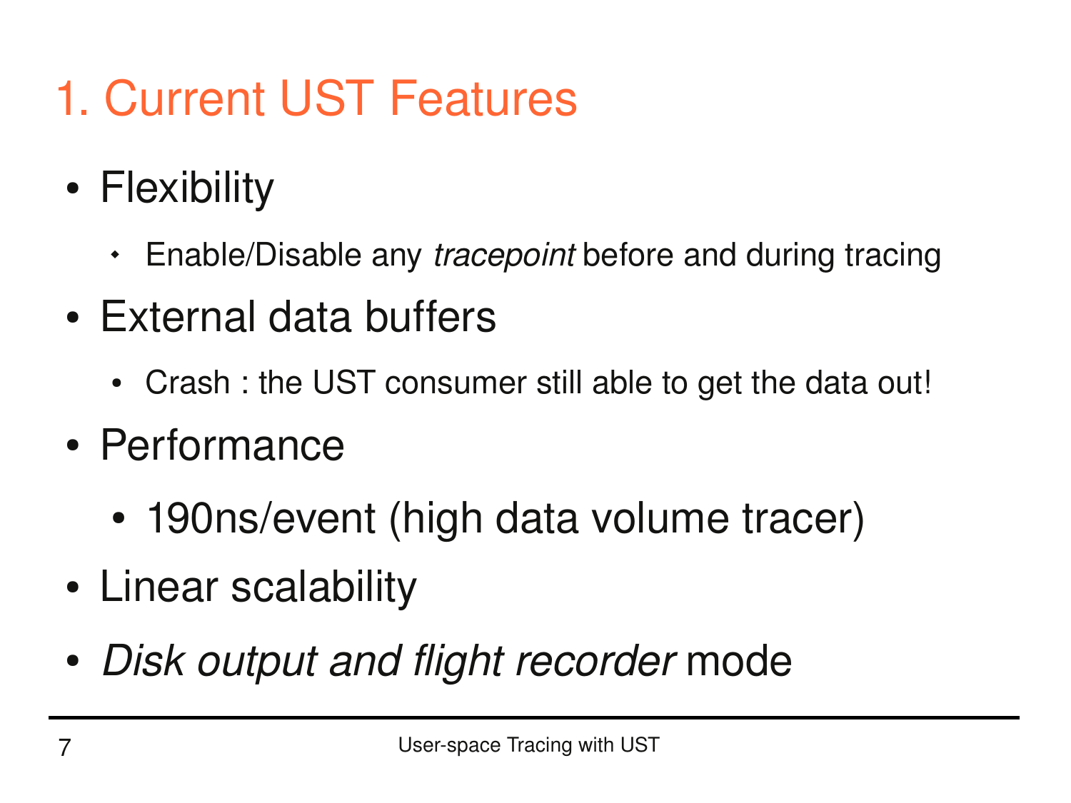# 1. Current UST Features

- Flexibility
  - Enable/Disable any *tracepoint* before and during tracing
- External data buffers
  - Crash : the UST consumer still able to get the data out!
- Performance
  - 190ns/event (high data volume tracer)
- Linear scalability
- *Disk output and flight recorder* mode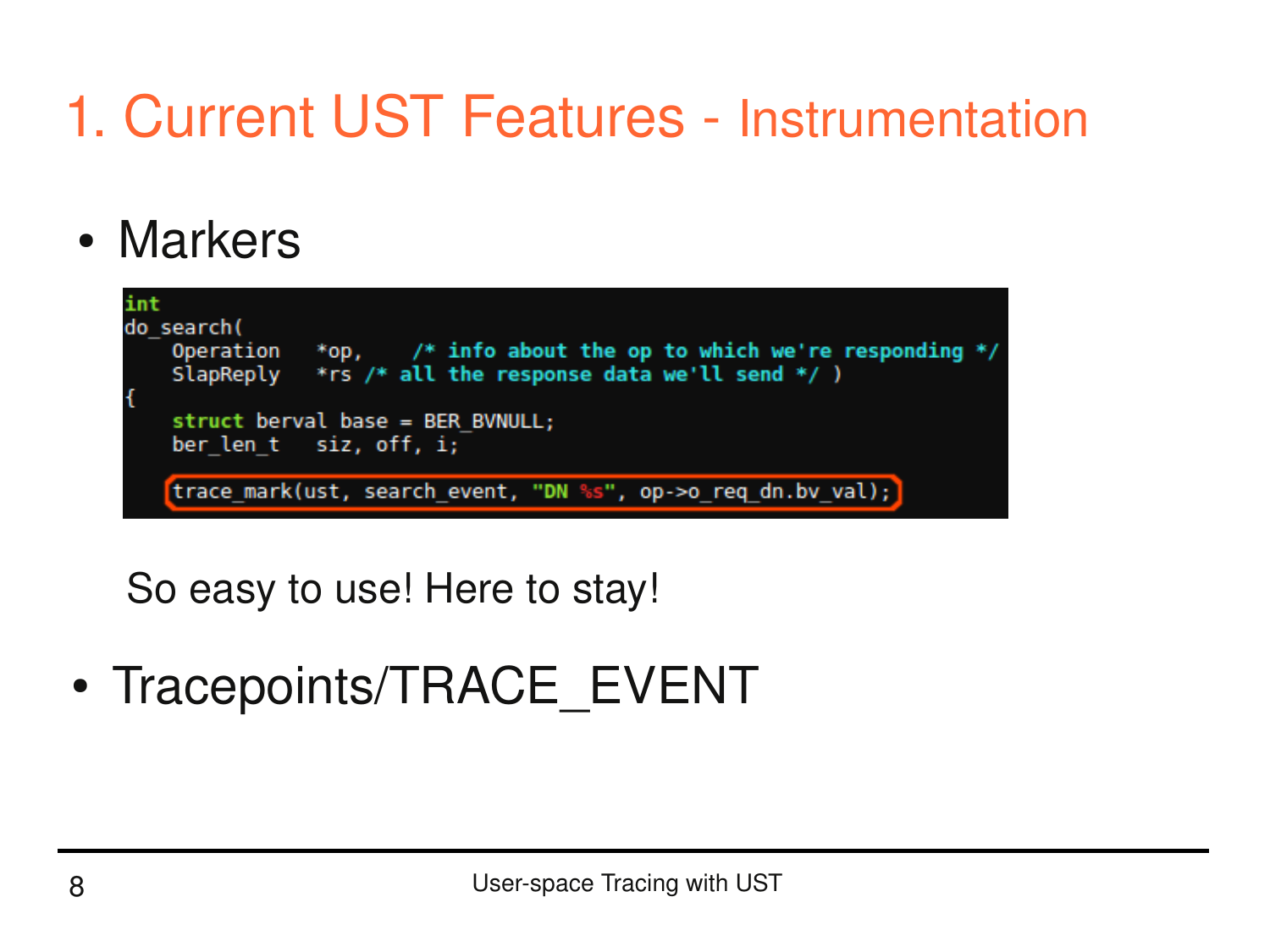# 1. Current UST Features - Instrumentation

- Markers

```
int
do_search(
    Operation   *op,    /* info about the op to which we're responding */
    SlapReply   *rs /* all the response data we'll send */ )
{
    struct berval base = BER_BVNULL;
    ber_len_t   siz, off, i;

    trace_mark(ust, search_event, "DN %s", op->o_req_dn.bv_val);
```

So easy to use! Here to stay!

- Tracepoints/TRACE_EVENT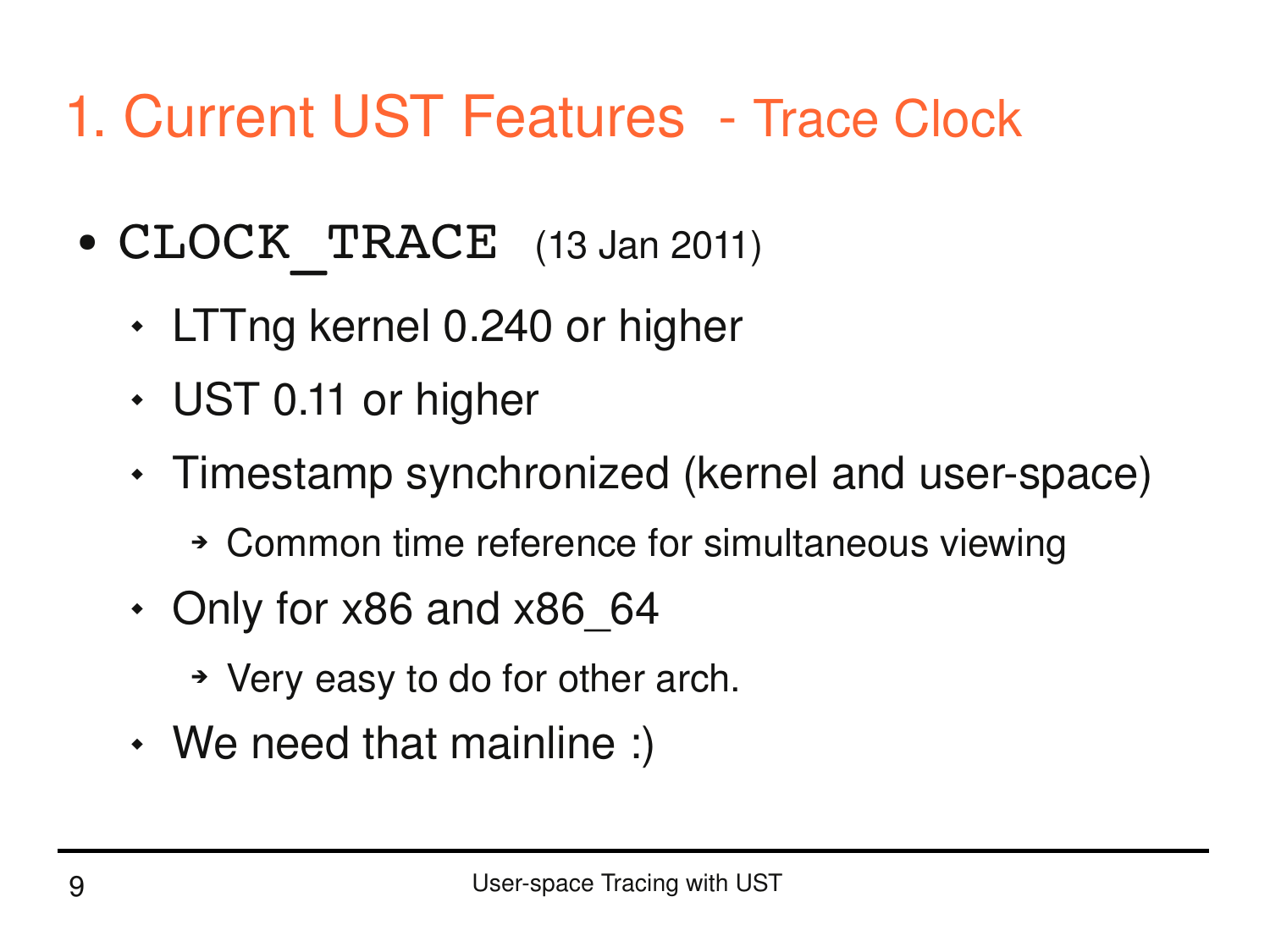# 1. Current UST Features - Trace Clock

- `CLOCK_TRACE` (13 Jan 2011)
  - LTTng kernel 0.240 or higher
  - UST 0.11 or higher
  - Timestamp synchronized (kernel and user-space)
    - Common time reference for simultaneous viewing
  - Only for x86 and x86_64
    - Very easy to do for other arch.
  - We need that mainline :)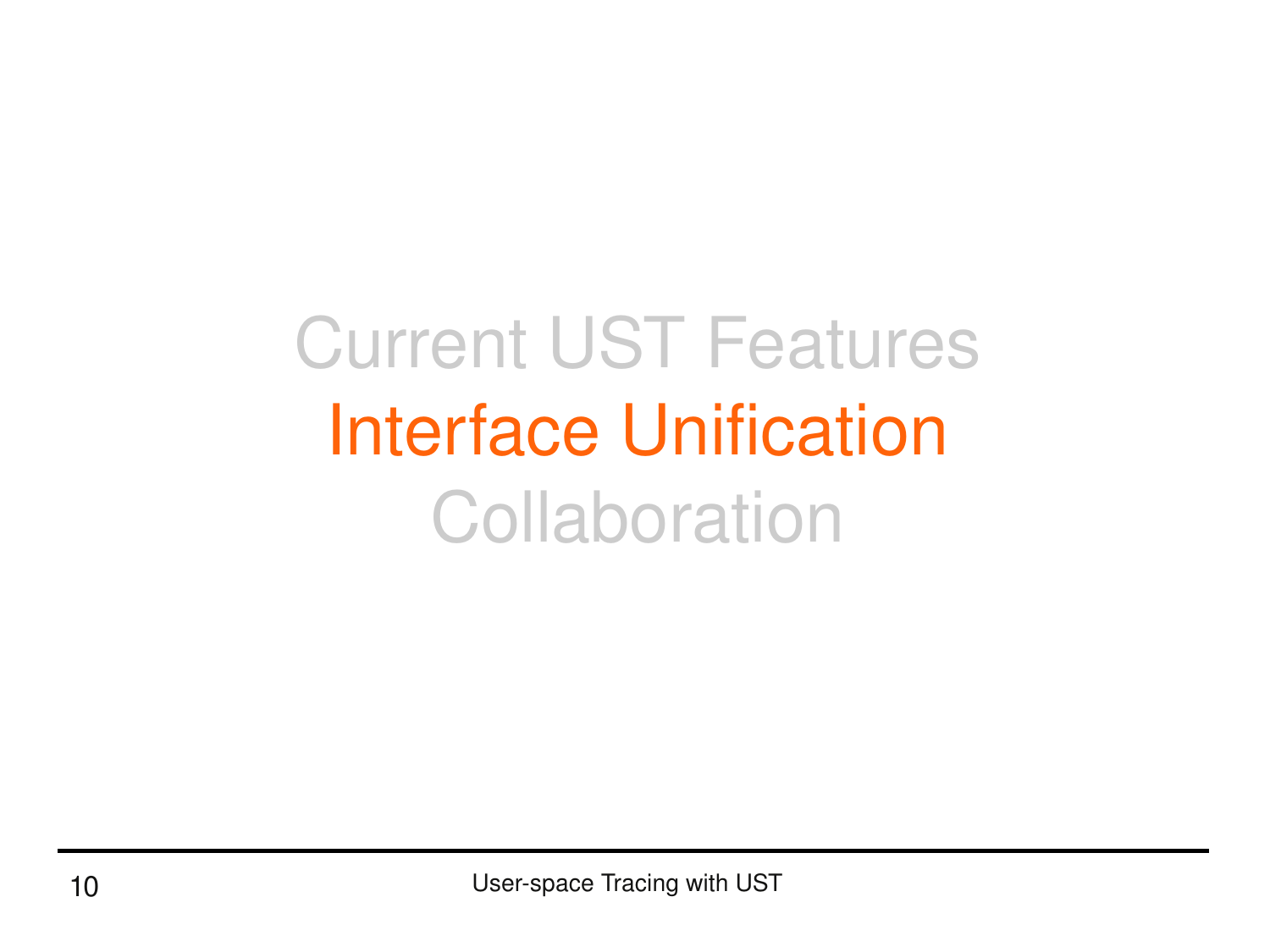Current UST Features

# Interface Unification

Collaboration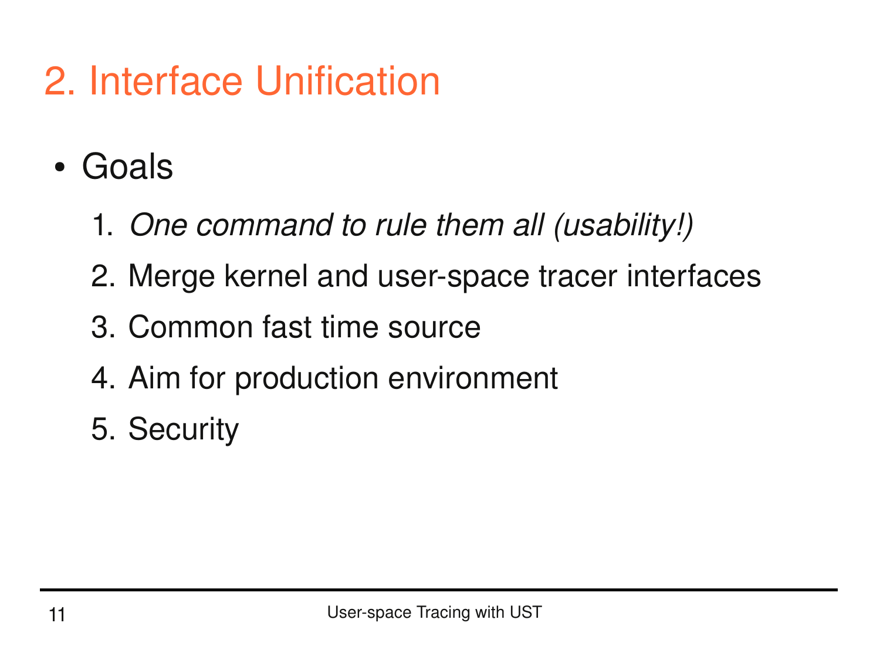# 2. Interface Unification

- Goals
  1. *One command to rule them all (usability!)*
  2. Merge kernel and user-space tracer interfaces
  3. Common fast time source
  4. Aim for production environment
  5. Security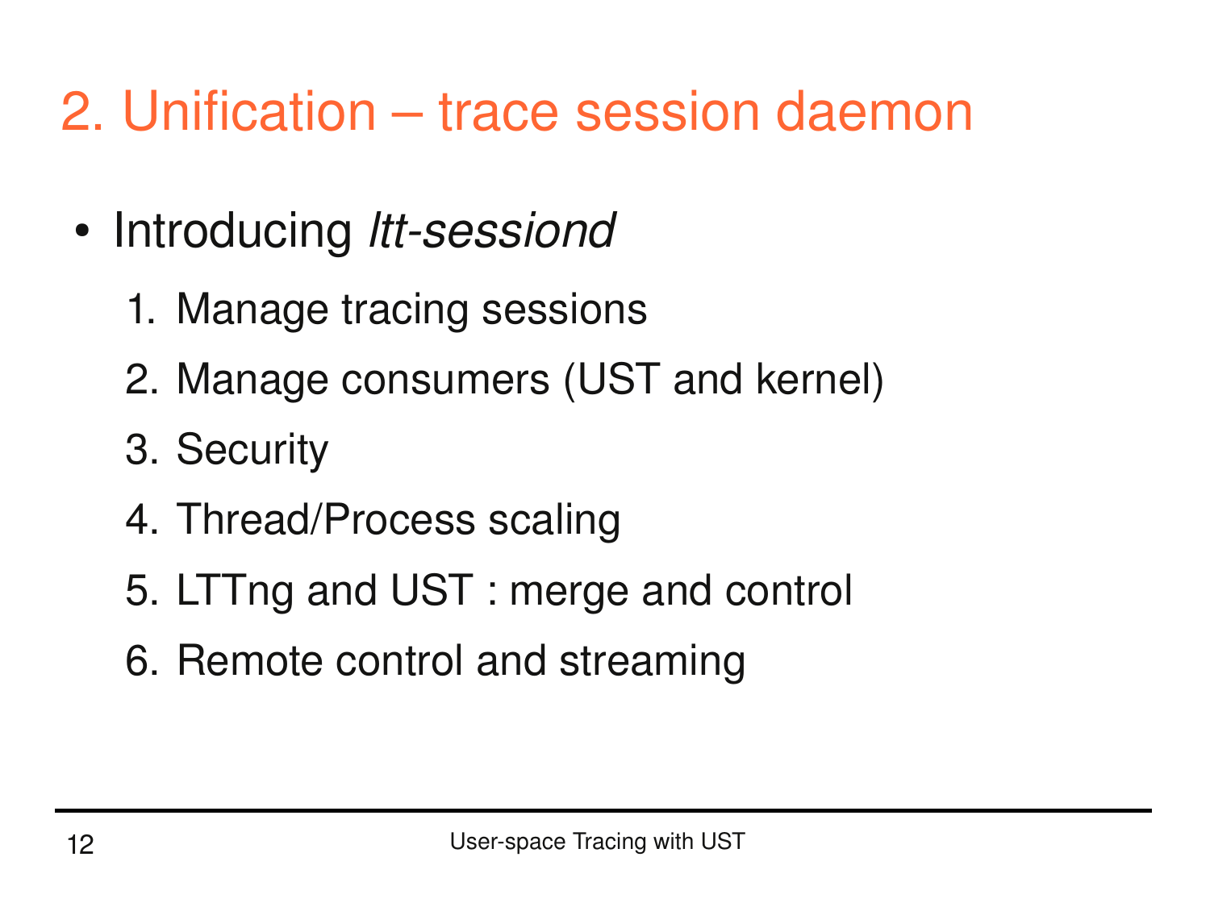# 2. Unification – trace session daemon

- Introducing *ltt-sessiond*
  1. Manage tracing sessions
  2. Manage consumers (UST and kernel)
  3. Security
  4. Thread/Process scaling
  5. LTTng and UST : merge and control
  6. Remote control and streaming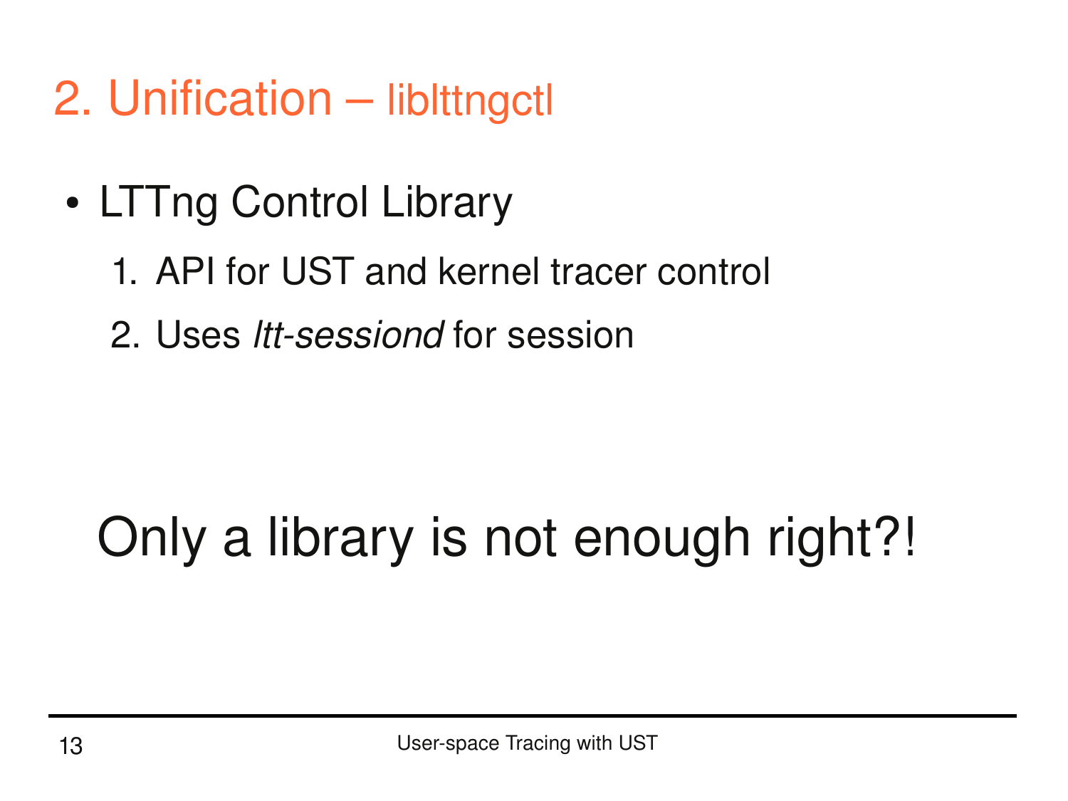# 2. Unification – liblttngctl

- LTTng Control Library
  1. API for UST and kernel tracer control
  2. Uses *ltt-sessiond* for session

Only a library is not enough right?!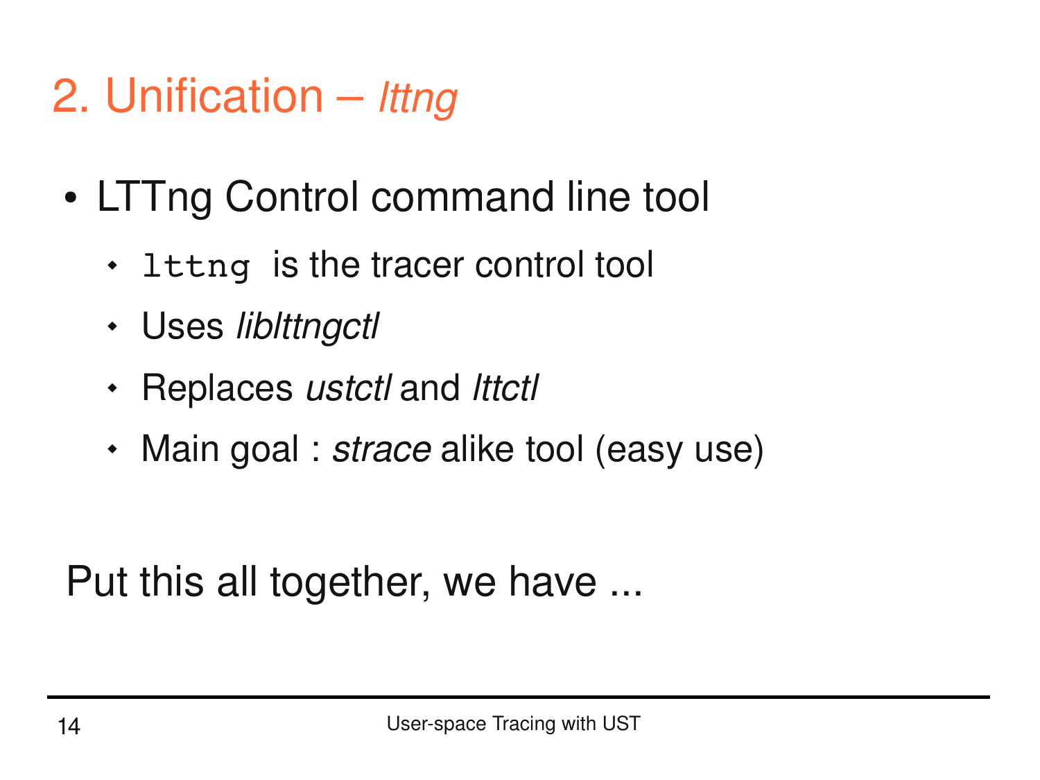# 2. Unification – *lttng*

- LTTng Control command line tool
  - `lttng` is the tracer control tool
  - Uses *liblttngctl*
  - Replaces *ustctl* and *lttctl*
  - Main goal : *strace* alike tool (easy use)

Put this all together, we have ...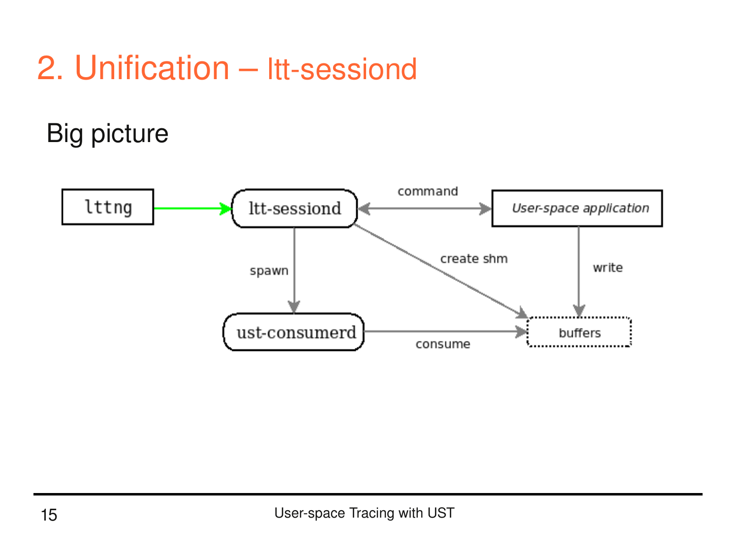# 2. Unification – ltt-sessiond

## Big picture

lttng → ltt-sessiond

ltt-sessiond ↔ User-space application (command)

ltt-sessiond → ust-consumerd (spawn)

ltt-sessiond → buffers (create shm)

User-space application → buffers (write)

ust-consumerd → buffers (consume)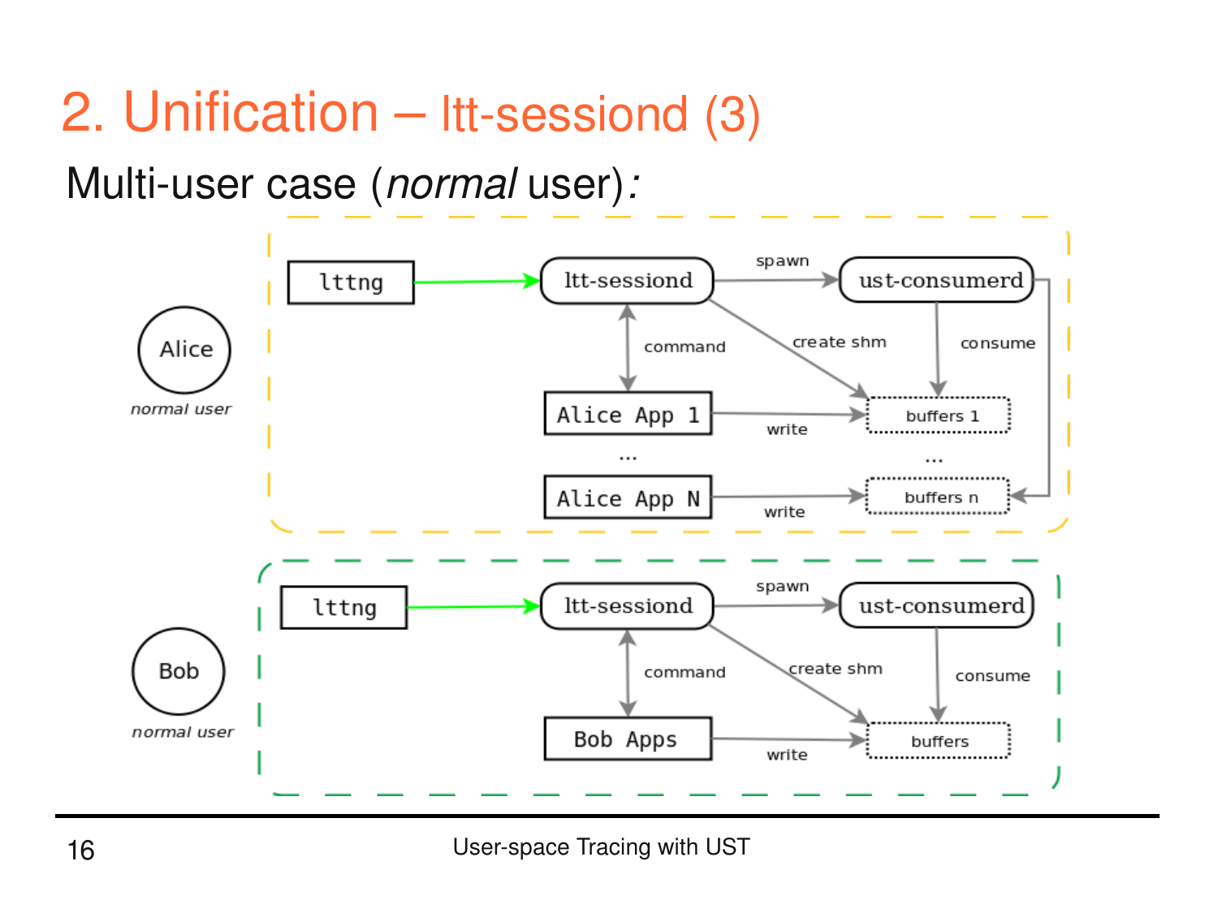# 2. Unification – ltt-sessiond (3)

Multi-user case (*normal* user)*:*

Alice
*normal user*

lttng → ltt-sessiond → spawn → ust-consumerd

command, create shm, consume

Alice App 1 → write → buffers 1

...

Alice App N → write → buffers n

Bob
*normal user*

lttng → ltt-sessiond → spawn → ust-consumerd

command, create shm, consume

Bob Apps → write → buffers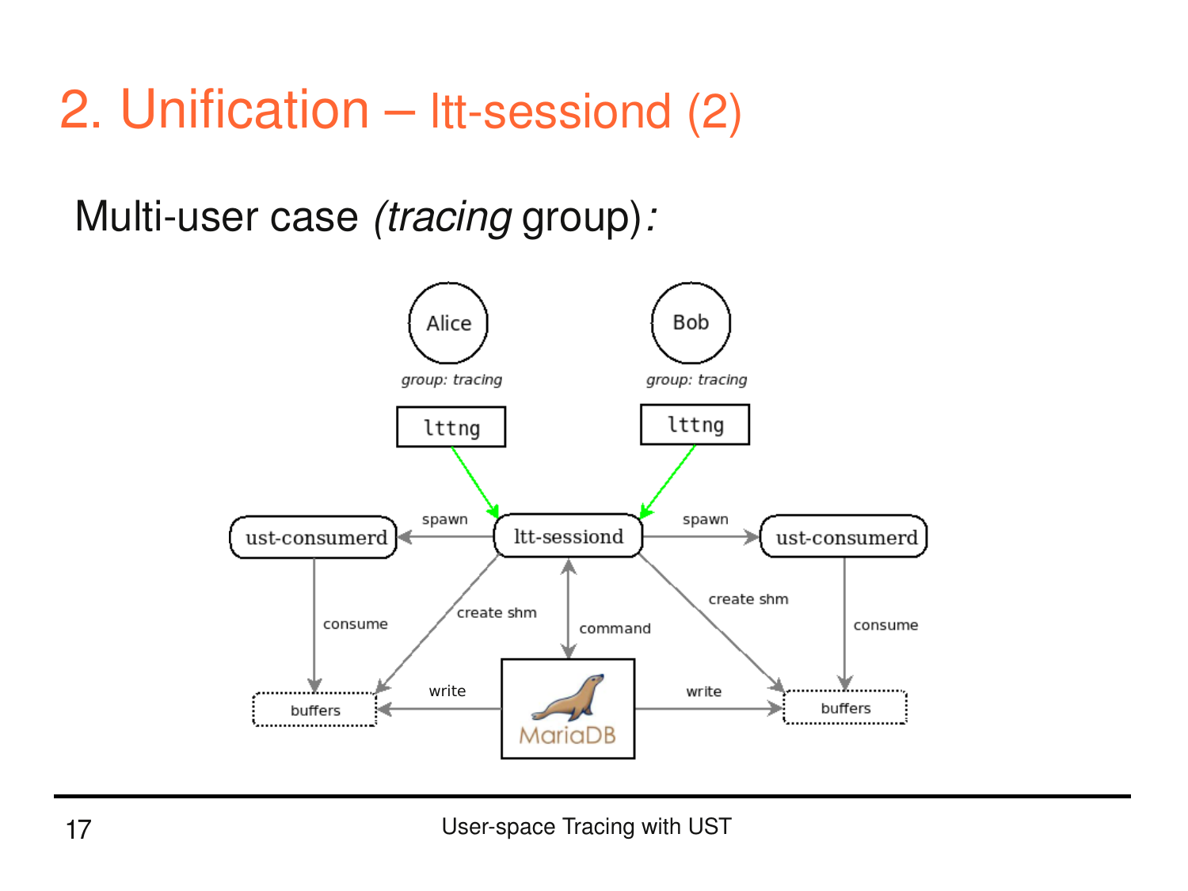# 2. Unification – ltt-sessiond (2)

Multi-user case *(tracing* group)*:*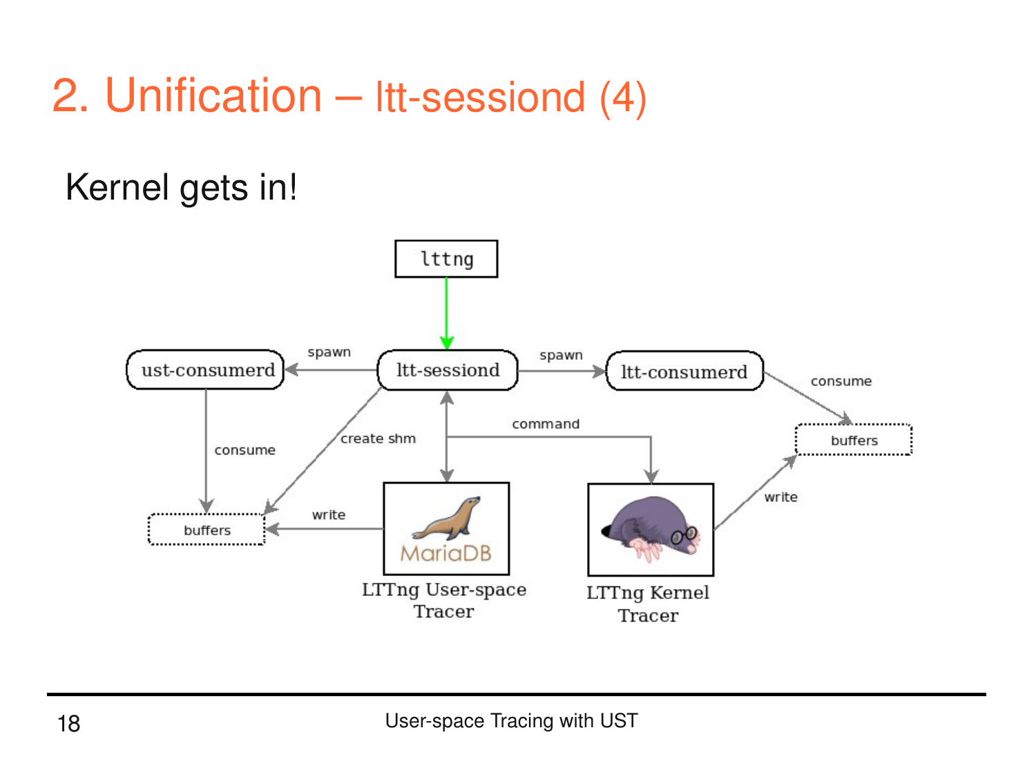# 2. Unification – ltt-sessiond (4)

Kernel gets in!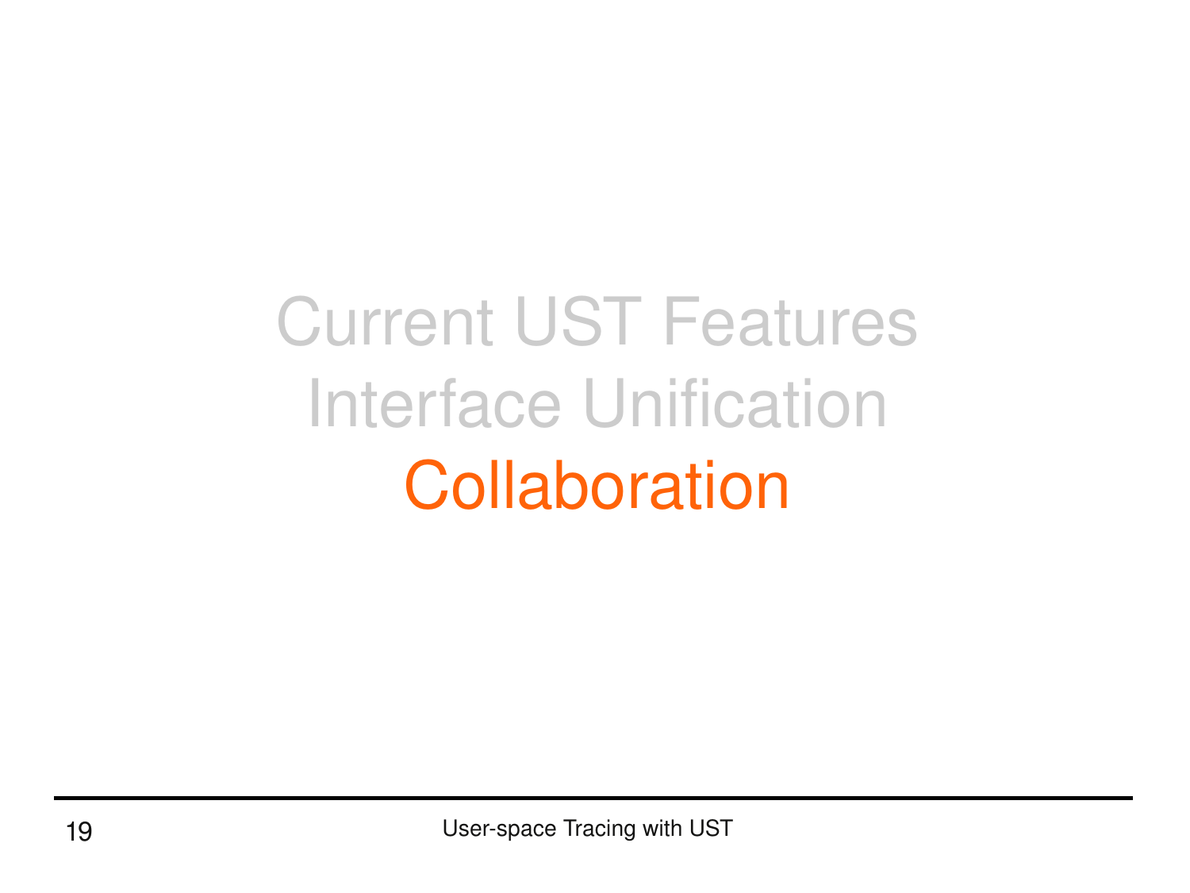Current UST Features

Interface Unification

# Collaboration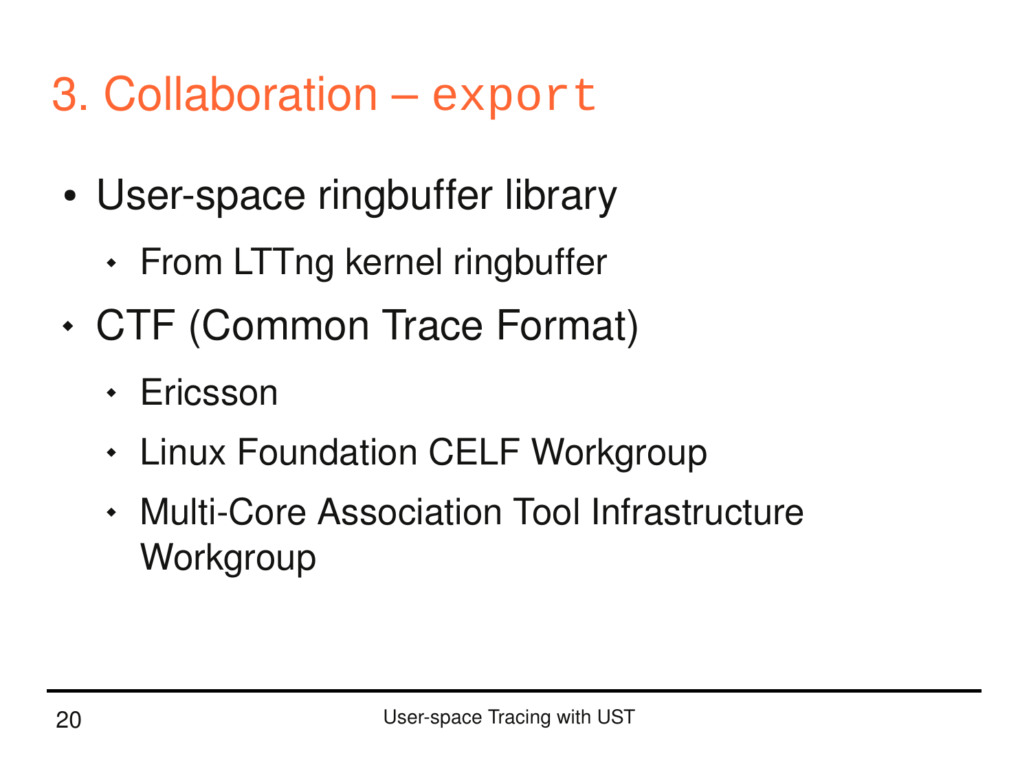# 3. Collaboration – `export`

- User-space ringbuffer library
  - From LTTng kernel ringbuffer
- CTF (Common Trace Format)
  - Ericsson
  - Linux Foundation CELF Workgroup
  - Multi-Core Association Tool Infrastructure Workgroup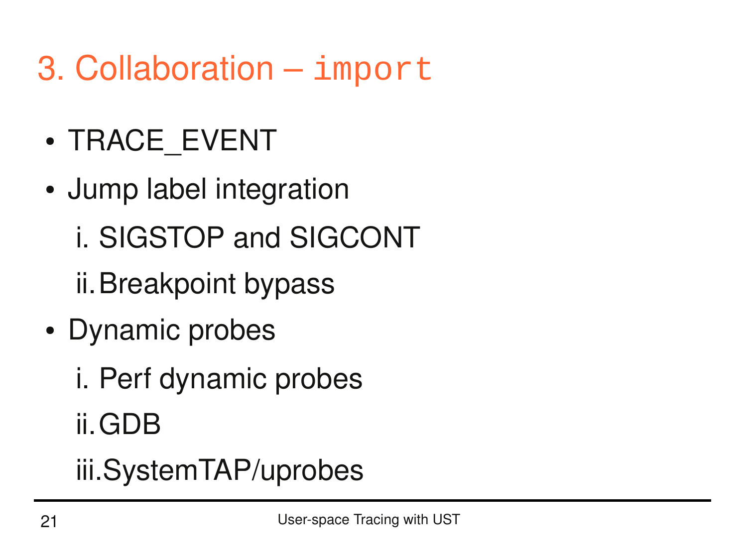# 3. Collaboration – `import`

- TRACE_EVENT
- Jump label integration
  1. SIGSTOP and SIGCONT
  2. Breakpoint bypass
- Dynamic probes
  1. Perf dynamic probes
  2. GDB
  3. SystemTAP/uprobes